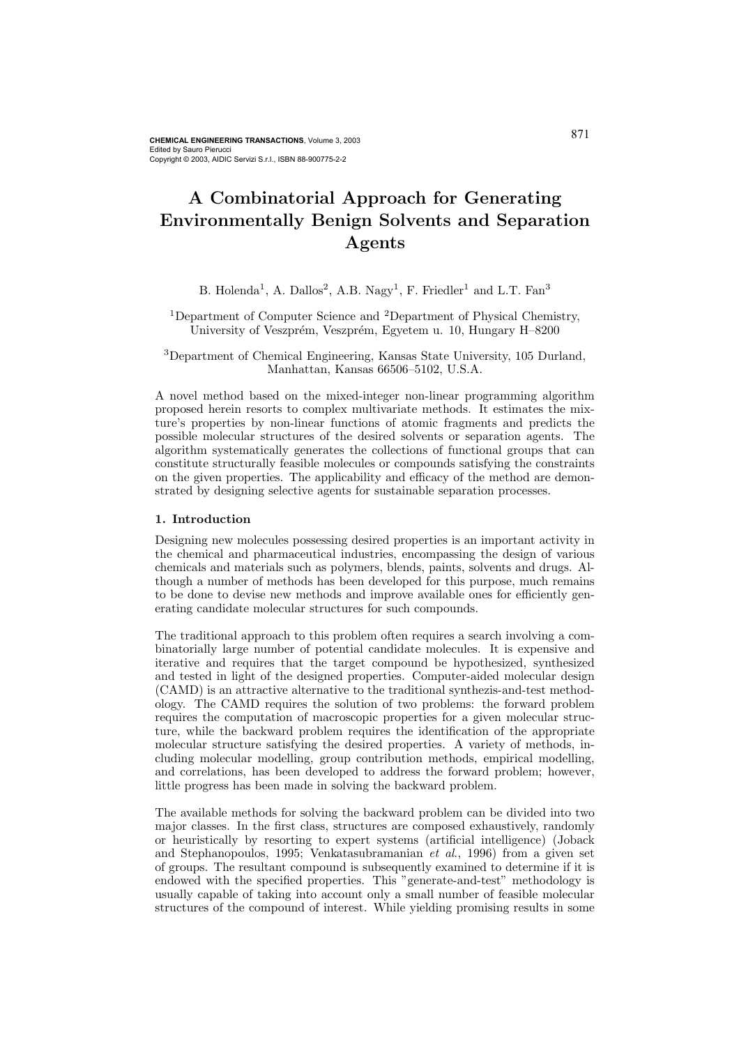# A Combinatorial Approach for Generating Environmentally Benign Solvents and Separation Agents

B. Holenda[1], A. Dallos[2], A.B. Nagy[1], F. Friedler[1] and L.T. Fan[3]

[1]Department of Computer Science and [2]Department of Physical Chemistry, University of Veszprém, Veszprém, Egyetem u. 10, Hungary H–8200

[3]Department of Chemical Engineering, Kansas State University, 105 Durland, Manhattan, Kansas 66506–5102, U.S.A.

A novel method based on the mixed-integer non-linear programming algorithm proposed herein resorts to complex multivariate methods. It estimates the mixture's properties by non-linear functions of atomic fragments and predicts the possible molecular structures of the desired solvents or separation agents. The algorithm systematically generates the collections of functional groups that can constitute structurally feasible molecules or compounds satisfying the constraints on the given properties. The applicability and efficacy of the method are demonstrated by designing selective agents for sustainable separation processes.

## 1. Introduction

Designing new molecules possessing desired properties is an important activity in the chemical and pharmaceutical industries, encompassing the design of various chemicals and materials such as polymers, blends, paints, solvents and drugs. Although a number of methods has been developed for this purpose, much remains to be done to devise new methods and improve available ones for efficiently generating candidate molecular structures for such compounds.

The traditional approach to this problem often requires a search involving a combinatorially large number of potential candidate molecules. It is expensive and iterative and requires that the target compound be hypothesized, synthesized and tested in light of the designed properties. Computer-aided molecular design (CAMD) is an attractive alternative to the traditional synthezis-and-test methodology. The CAMD requires the solution of two problems: the forward problem requires the computation of macroscopic properties for a given molecular structure, while the backward problem requires the identification of the appropriate molecular structure satisfying the desired properties. A variety of methods, including molecular modelling, group contribution methods, empirical modelling, and correlations, has been developed to address the forward problem; however, little progress has been made in solving the backward problem.

The available methods for solving the backward problem can be divided into two major classes. In the first class, structures are composed exhaustively, randomly or heuristically by resorting to expert systems (artificial intelligence) (Joback and Stephanopoulos, 1995; Venkatasubramanian *et al.*, 1996) from a given set of groups. The resultant compound is subsequently examined to determine if it is endowed with the specified properties. This "generate-and-test" methodology is usually capable of taking into account only a small number of feasible molecular structures of the compound of interest. While yielding promising results in some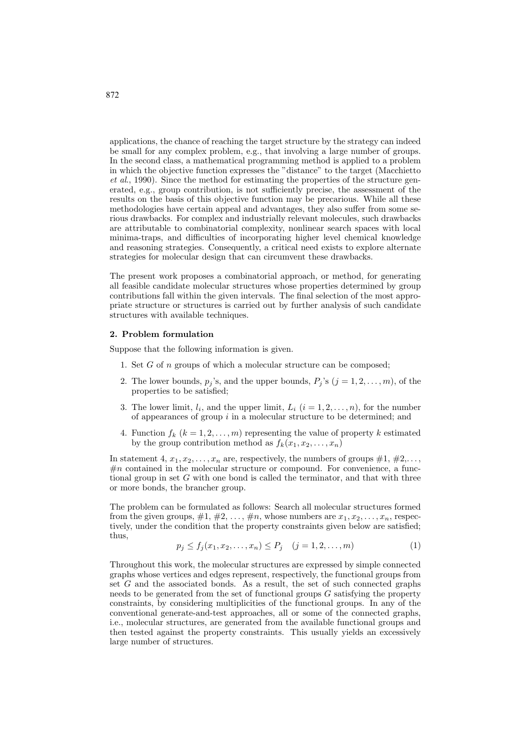applications, the chance of reaching the target structure by the strategy can indeed be small for any complex problem, e.g., that involving a large number of groups. In the second class, a mathematical programming method is applied to a problem in which the objective function expresses the "distance" to the target (Macchietto *et al.*, 1990). Since the method for estimating the properties of the structure generated, e.g., group contribution, is not sufficiently precise, the assessment of the results on the basis of this objective function may be precarious. While all these methodologies have certain appeal and advantages, they also suffer from some serious drawbacks. For complex and industrially relevant molecules, such drawbacks are attributable to combinatorial complexity, nonlinear search spaces with local minima-traps, and difficulties of incorporating higher level chemical knowledge and reasoning strategies. Consequently, a critical need exists to explore alternate strategies for molecular design that can circumvent these drawbacks.

The present work proposes a combinatorial approach, or method, for generating all feasible candidate molecular structures whose properties determined by group contributions fall within the given intervals. The final selection of the most appropriate structure or structures is carried out by further analysis of such candidate structures with available techniques.

## 2. Problem formulation

Suppose that the following information is given.

1. Set $G$ of $n$ groups of which a molecular structure can be composed;
2. The lower bounds, $p_j$'s, and the upper bounds, $P_j$'s ($j = 1, 2, \ldots, m$), of the properties to be satisfied;
3. The lower limit, $l_i$, and the upper limit, $L_i$ ($i = 1, 2, \ldots, n$), for the number of appearances of group $i$ in a molecular structure to be determined; and
4. Function $f_k$ ($k = 1, 2, \ldots, m$) representing the value of property $k$ estimated by the group contribution method as $f_k(x_1, x_2, \ldots, x_n)$

In statement 4, $x_1, x_2, \ldots, x_n$ are, respectively, the numbers of groups #1, #2,..., #$n$ contained in the molecular structure or compound. For convenience, a functional group in set $G$ with one bond is called the terminator, and that with three or more bonds, the brancher group.

The problem can be formulated as follows: Search all molecular structures formed from the given groups, #1, #2, ..., #$n$, whose numbers are $x_1, x_2, \ldots, x_n$, respectively, under the condition that the property constraints given below are satisfied; thus,

$$p_j \leq f_j(x_1, x_2, \ldots, x_n) \leq P_j \quad (j = 1, 2, \ldots, m) \tag{1}$$

Throughout this work, the molecular structures are expressed by simple connected graphs whose vertices and edges represent, respectively, the functional groups from set $G$ and the associated bonds. As a result, the set of such connected graphs needs to be generated from the set of functional groups $G$ satisfying the property constraints, by considering multiplicities of the functional groups. In any of the conventional generate-and-test approaches, all or some of the connected graphs, i.e., molecular structures, are generated from the available functional groups and then tested against the property constraints. This usually yields an excessively large number of structures.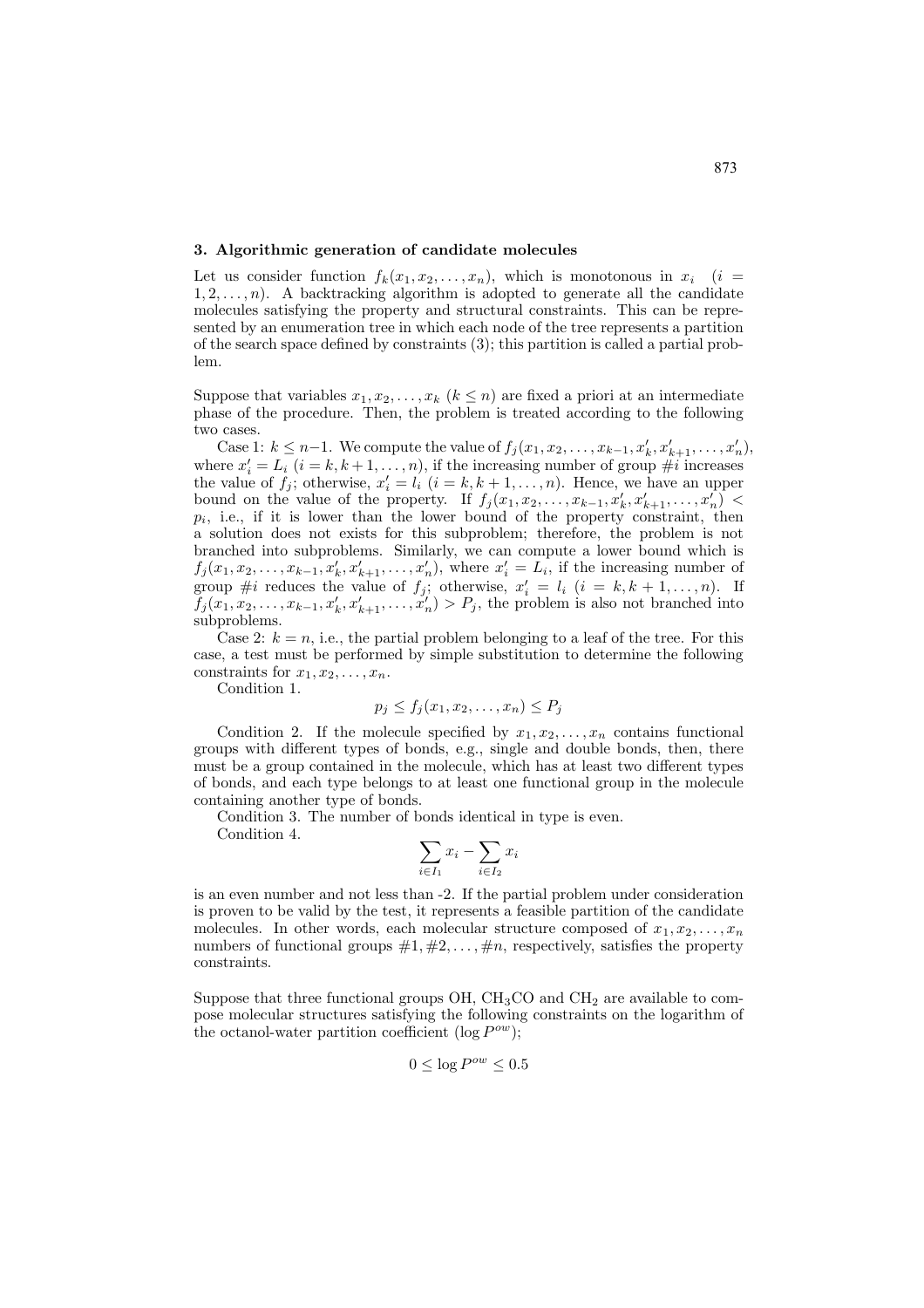### 3. Algorithmic generation of candidate molecules

Let us consider function $f_k(x_1, x_2, \ldots, x_n)$, which is monotonous in $x_i$ $(i = 1, 2, \ldots, n)$. A backtracking algorithm is adopted to generate all the candidate molecules satisfying the property and structural constraints. This can be represented by an enumeration tree in which each node of the tree represents a partition of the search space defined by constraints (3); this partition is called a partial problem.

Suppose that variables $x_1, x_2, \ldots, x_k$ $(k \leq n)$ are fixed a priori at an intermediate phase of the procedure. Then, the problem is treated according to the following two cases.

Case 1: $k \leq n-1$. We compute the value of $f_j(x_1, x_2, \ldots, x_{k-1}, x'_k, x'_{k+1}, \ldots, x'_n)$, where $x'_i = L_i$ $(i = k, k+1, \ldots, n)$, if the increasing number of group #$i$ increases the value of $f_j$; otherwise, $x'_i = l_i$ $(i = k, k+1, \ldots, n)$. Hence, we have an upper bound on the value of the property. If $f_j(x_1, x_2, \ldots, x_{k-1}, x'_k, x'_{k+1}, \ldots, x'_n) < p_i$, i.e., if it is lower than the lower bound of the property constraint, then a solution does not exists for this subproblem; therefore, the problem is not branched into subproblems. Similarly, we can compute a lower bound which is $f_j(x_1, x_2, \ldots, x_{k-1}, x'_k, x'_{k+1}, \ldots, x'_n)$, where $x'_i = L_i$, if the increasing number of group #$i$ reduces the value of $f_j$; otherwise, $x'_i = l_i$ $(i = k, k+1, \ldots, n)$. If $f_j(x_1, x_2, \ldots, x_{k-1}, x'_k, x'_{k+1}, \ldots, x'_n) > P_j$, the problem is also not branched into subproblems.

Case 2: $k = n$, i.e., the partial problem belonging to a leaf of the tree. For this case, a test must be performed by simple substitution to determine the following constraints for $x_1, x_2, \ldots, x_n$.

Condition 1.

$$p_j \leq f_j(x_1, x_2, \ldots, x_n) \leq P_j$$

Condition 2. If the molecule specified by $x_1, x_2, \ldots, x_n$ contains functional groups with different types of bonds, e.g., single and double bonds, then, there must be a group contained in the molecule, which has at least two different types of bonds, and each type belongs to at least one functional group in the molecule containing another type of bonds.

Condition 3. The number of bonds identical in type is even.

Condition 4.

$$\sum_{i \in I_1} x_i - \sum_{i \in I_2} x_i$$

is an even number and not less than -2. If the partial problem under consideration is proven to be valid by the test, it represents a feasible partition of the candidate molecules. In other words, each molecular structure composed of $x_1, x_2, \ldots, x_n$ numbers of functional groups #1, #2, $\ldots$, #$n$, respectively, satisfies the property constraints.

Suppose that three functional groups OH, $CH_3CO$ and $CH_2$ are available to compose molecular structures satisfying the following constraints on the logarithm of the octanol-water partition coefficient ($\log P^{ow}$);

$$0 \leq \log P^{ow} \leq 0.5$$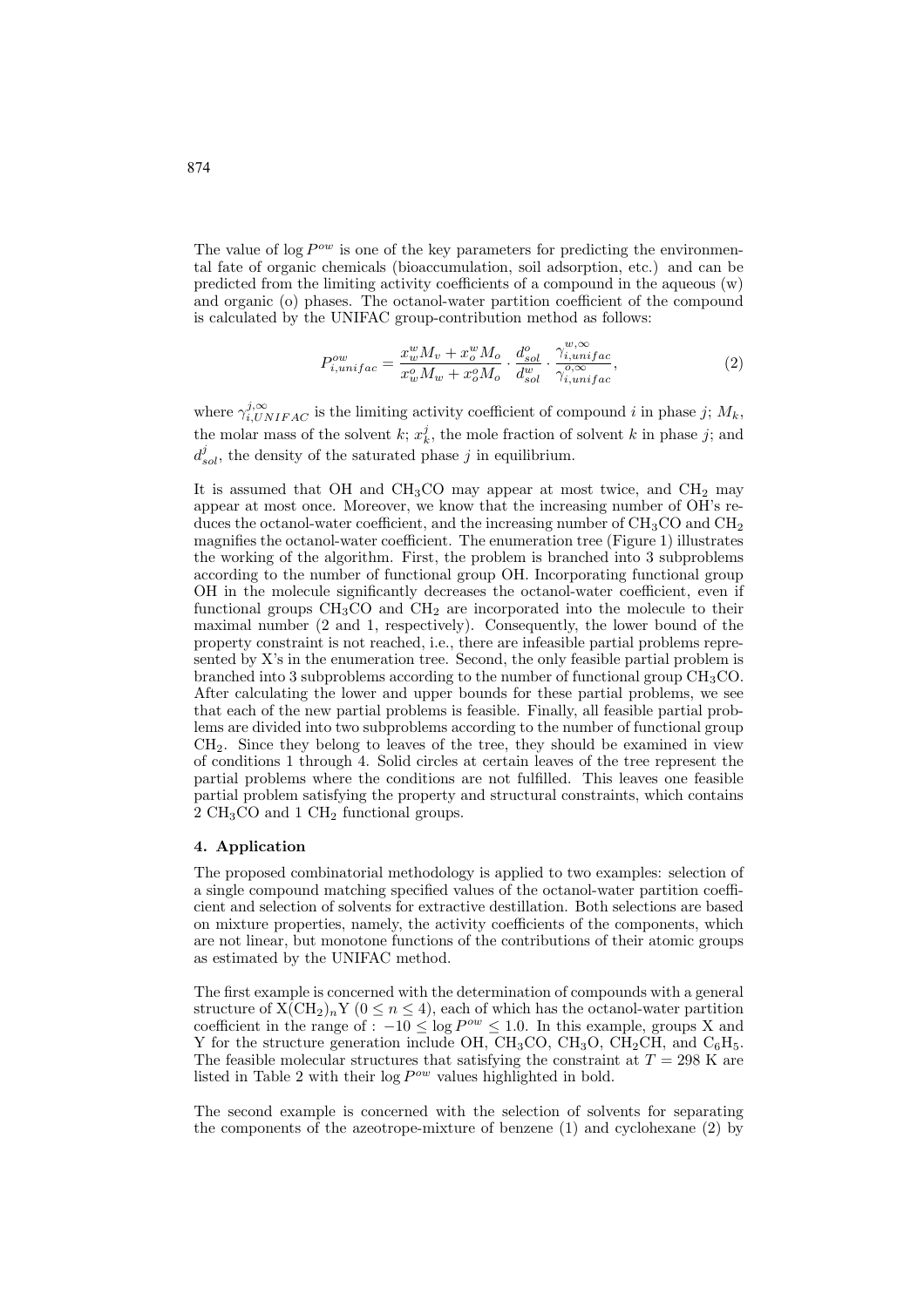The value of $\log P^{ow}$ is one of the key parameters for predicting the environmental fate of organic chemicals (bioaccumulation, soil adsorption, etc.) and can be predicted from the limiting activity coefficients of a compound in the aqueous (w) and organic (o) phases. The octanol-water partition coefficient of the compound is calculated by the UNIFAC group-contribution method as follows:

$$P^{ow}_{i,unifac} = \frac{x^w_w M_v + x^w_o M_o}{x^o_w M_w + x^o_o M_o} \cdot \frac{d^o_{sol}}{d^w_{sol}} \cdot \frac{\gamma^{w,\infty}_{i,unifac}}{\gamma^{o,\infty}_{i,unifac}}, \tag{2}$$

where $\gamma^{j,\infty}_{i,UNIFAC}$ is the limiting activity coefficient of compound $i$ in phase $j$; $M_k$, the molar mass of the solvent $k$; $x^j_k$, the mole fraction of solvent $k$ in phase $j$; and $d^j_{sol}$, the density of the saturated phase $j$ in equilibrium.

It is assumed that OH and $CH_3CO$ may appear at most twice, and $CH_2$ may appear at most once. Moreover, we know that the increasing number of OH's reduces the octanol-water coefficient, and the increasing number of $CH_3CO$ and $CH_2$ magnifies the octanol-water coefficient. The enumeration tree (Figure 1) illustrates the working of the algorithm. First, the problem is branched into 3 subproblems according to the number of functional group OH. Incorporating functional group OH in the molecule significantly decreases the octanol-water coefficient, even if functional groups $CH_3CO$ and $CH_2$ are incorporated into the molecule to their maximal number (2 and 1, respectively). Consequently, the lower bound of the property constraint is not reached, i.e., there are infeasible partial problems represented by X's in the enumeration tree. Second, the only feasible partial problem is branched into 3 subproblems according to the number of functional group $CH_3CO$. After calculating the lower and upper bounds for these partial problems, we see that each of the new partial problems is feasible. Finally, all feasible partial problems are divided into two subproblems according to the number of functional group $CH_2$. Since they belong to leaves of the tree, they should be examined in view of conditions 1 through 4. Solid circles at certain leaves of the tree represent the partial problems where the conditions are not fulfilled. This leaves one feasible partial problem satisfying the property and structural constraints, which contains 2 $CH_3CO$ and 1 $CH_2$ functional groups.

### 4. Application

The proposed combinatorial methodology is applied to two examples: selection of a single compound matching specified values of the octanol-water partition coefficient and selection of solvents for extractive distillation. Both selections are based on mixture properties, namely, the activity coefficients of the components, which are not linear, but monotone functions of the contributions of their atomic groups as estimated by the UNIFAC method.

The first example is concerned with the determination of compounds with a general structure of $X(CH_2)_nY$ ($0 \leq n \leq 4$), each of which has the octanol-water partition coefficient in the range of : $-10 \leq \log P^{ow} \leq 1.0$. In this example, groups X and Y for the structure generation include OH, $CH_3CO$, $CH_3O$, $CH_2CH$, and $C_6H_5$. The feasible molecular structures that satisfying the constraint at $T = 298$ K are listed in Table 2 with their $\log P^{ow}$ values highlighted in bold.

The second example is concerned with the selection of solvents for separating the components of the azeotrope-mixture of benzene (1) and cyclohexane (2) by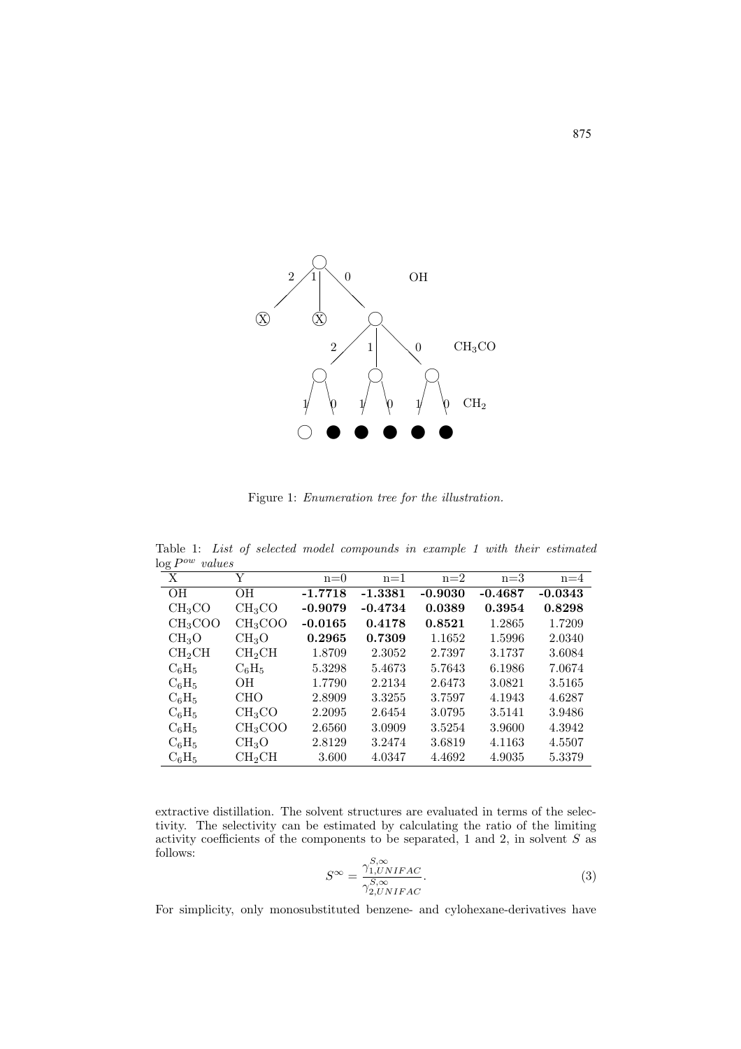Figure 1: *Enumeration tree for the illustration.*

Table 1: *List of selected model compounds in example 1 with their estimated* $\log P^{ow}$ *values*

| X | Y | n=0 | n=1 | n=2 | n=3 | n=4 |
|---|---|---|---|---|---|---|
| OH | OH | **-1.7718** | **-1.3381** | **-0.9030** | **-0.4687** | **-0.0343** |
| $CH_3CO$ | $CH_3CO$ | **-0.9079** | **-0.4734** | **0.0389** | **0.3954** | **0.8298** |
| $CH_3COO$ | $CH_3COO$ | **-0.0165** | **0.4178** | **0.8521** | 1.2865 | 1.7209 |
| $CH_3O$ | $CH_3O$ | **0.2965** | **0.7309** | 1.1652 | 1.5996 | 2.0340 |
| $CH_2CH$ | $CH_2CH$ | 1.8709 | 2.3052 | 2.7397 | 3.1737 | 3.6084 |
| $C_6H_5$ | $C_6H_5$ | 5.3298 | 5.4673 | 5.7643 | 6.1986 | 7.0674 |
| $C_6H_5$ | OH | 1.7790 | 2.2134 | 2.6473 | 3.0821 | 3.5165 |
| $C_6H_5$ | CHO | 2.8909 | 3.3255 | 3.7597 | 4.1943 | 4.6287 |
| $C_6H_5$ | $CH_3CO$ | 2.2095 | 2.6454 | 3.0795 | 3.5141 | 3.9486 |
| $C_6H_5$ | $CH_3COO$ | 2.6560 | 3.0909 | 3.5254 | 3.9600 | 4.3942 |
| $C_6H_5$ | $CH_3O$ | 2.8129 | 3.2474 | 3.6819 | 4.1163 | 4.5507 |
| $C_6H_5$ | $CH_2CH$ | 3.600 | 4.0347 | 4.4692 | 4.9035 | 5.3379 |

extractive distillation. The solvent structures are evaluated in terms of the selectivity. The selectivity can be estimated by calculating the ratio of the limiting activity coefficients of the components to be separated, 1 and 2, in solvent $S$ as follows:

$$S^{\infty} = \frac{\gamma_{1,UNIFAC}^{S,\infty}}{\gamma_{2,UNIFAC}^{S,\infty}}. \tag{3}$$

For simplicity, only monosubstituted benzene- and cylohexane-derivatives have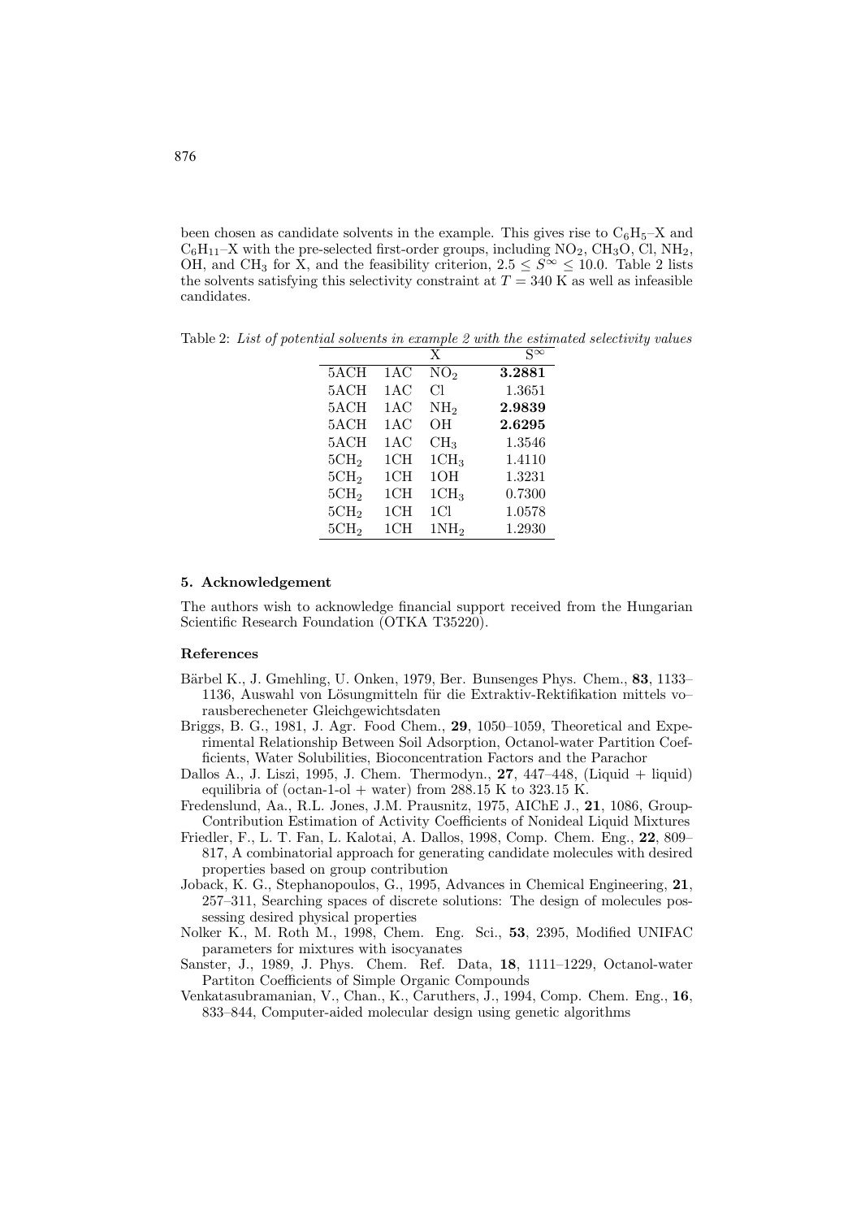been chosen as candidate solvents in the example. This gives rise to $C_6H_5$–X and $C_6H_{11}$–X with the pre-selected first-order groups, including $NO_2$, $CH_3O$, Cl, $NH_2$, OH, and $CH_3$ for X, and the feasibility criterion, $2.5 \leq S^{\infty} \leq 10.0$. Table 2 lists the solvents satisfying this selectivity constraint at $T = 340$ K as well as infeasible candidates.

Table 2: *List of potential solvents in example 2 with the estimated selectivity values*

| | | X | $S^{\infty}$ |
|---|---|---|---|
| 5ACH | 1AC | $NO_2$ | **3.2881** |
| 5ACH | 1AC | Cl | 1.3651 |
| 5ACH | 1AC | $NH_2$ | **2.9839** |
| 5ACH | 1AC | OH | **2.6295** |
| 5ACH | 1AC | $CH_3$ | 1.3546 |
| $5CH_2$ | 1CH | $1CH_3$ | 1.4110 |
| $5CH_2$ | 1CH | 1OH | 1.3231 |
| $5CH_2$ | 1CH | $1CH_3$ | 0.7300 |
| $5CH_2$ | 1CH | 1Cl | 1.0578 |
| $5CH_2$ | 1CH | $1NH_2$ | 1.2930 |

## 5. Acknowledgement

The authors wish to acknowledge financial support received from the Hungarian Scientific Research Foundation (OTKA T35220).

### References

Bärbel K., J. Gmehling, U. Onken, 1979, Ber. Bunsenges Phys. Chem., **83**, 1133–1136, Auswahl von Lösungmitteln für die Extraktiv-Rektifikation mittels vo–rausberecheneter Gleichgewichtsdaten

Briggs, B. G., 1981, J. Agr. Food Chem., **29**, 1050–1059, Theoretical and Experimental Relationship Between Soil Adsorption, Octanol-water Partition Coefficients, Water Solubilities, Bioconcentration Factors and the Parachor

Dallos A., J. Liszi, 1995, J. Chem. Thermodyn., **27**, 447–448, (Liquid + liquid) equilibria of (octan-1-ol + water) from 288.15 K to 323.15 K.

Fredenslund, Aa., R.L. Jones, J.M. Prausnitz, 1975, AIChE J., **21**, 1086, Group-Contribution Estimation of Activity Coefficients of Nonideal Liquid Mixtures

Friedler, F., L. T. Fan, L. Kalotai, A. Dallos, 1998, Comp. Chem. Eng., **22**, 809–817, A combinatorial approach for generating candidate molecules with desired properties based on group contribution

Joback, K. G., Stephanopoulos, G., 1995, Advances in Chemical Engineering, **21**, 257–311, Searching spaces of discrete solutions: The design of molecules possessing desired physical properties

Nolker K., M. Roth M., 1998, Chem. Eng. Sci., **53**, 2395, Modified UNIFAC parameters for mixtures with isocyanates

Sanster, J., 1989, J. Phys. Chem. Ref. Data, **18**, 1111–1229, Octanol-water Partiton Coefficients of Simple Organic Compounds

Venkatasubramanian, V., Chan., K., Caruthers, J., 1994, Comp. Chem. Eng., **16**, 833–844, Computer-aided molecular design using genetic algorithms